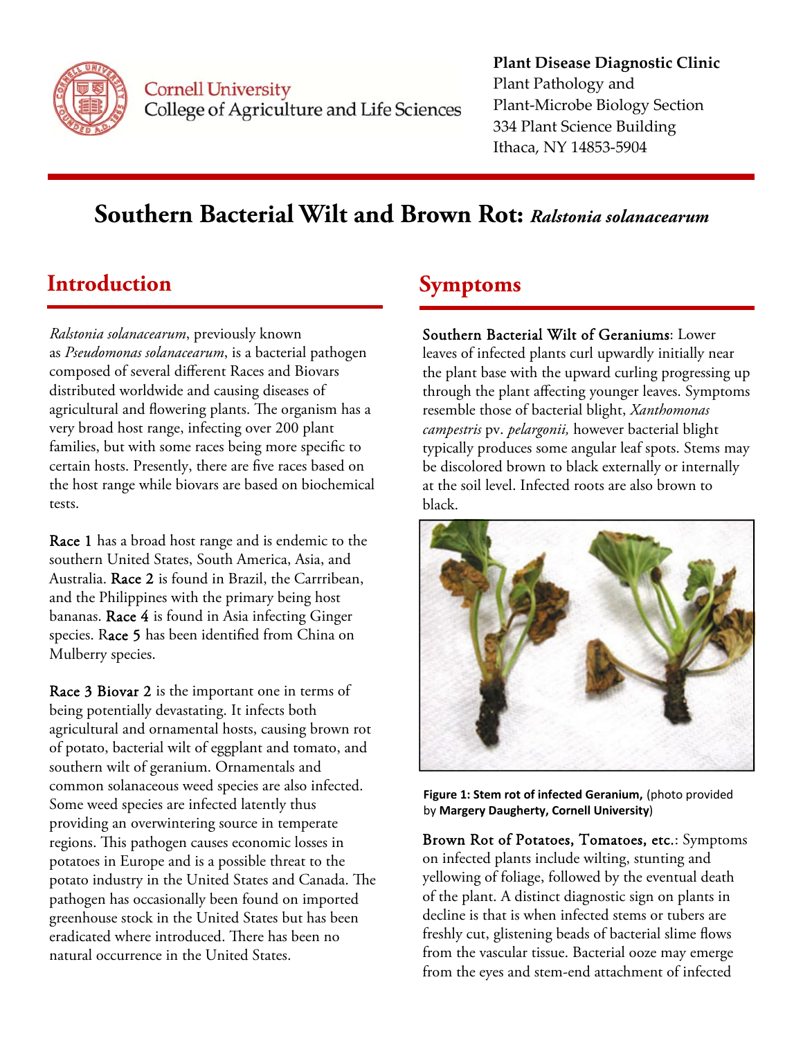Cornell University
College of Agriculture and Life Sciences

**Plant Disease Diagnostic Clinic**
Plant Pathology and
Plant-Microbe Biology Section
334 Plant Science Building
Ithaca, NY 14853-5904

# Southern Bacterial Wilt and Brown Rot: *Ralstonia solanacearum*

## Introduction

*Ralstonia solanacearum*, previously known as *Pseudomonas solanacearum*, is a bacterial pathogen composed of several different Races and Biovars distributed worldwide and causing diseases of agricultural and flowering plants. The organism has a very broad host range, infecting over 200 plant families, but with some races being more specific to certain hosts. Presently, there are five races based on the host range while biovars are based on biochemical tests.

Race 1 has a broad host range and is endemic to the southern United States, South America, Asia, and Australia. Race 2 is found in Brazil, the Carrribean, and the Philippines with the primary being host bananas. Race 4 is found in Asia infecting Ginger species. Race 5 has been identified from China on Mulberry species.

Race 3 Biovar 2 is the important one in terms of being potentially devastating. It infects both agricultural and ornamental hosts, causing brown rot of potato, bacterial wilt of eggplant and tomato, and southern wilt of geranium. Ornamentals and common solanaceous weed species are also infected. Some weed species are infected latently thus providing an overwintering source in temperate regions. This pathogen causes economic losses in potatoes in Europe and is a possible threat to the potato industry in the United States and Canada. The pathogen has occasionally been found on imported greenhouse stock in the United States but has been eradicated where introduced. There has been no natural occurrence in the United States.

## Symptoms

Southern Bacterial Wilt of Geraniums: Lower leaves of infected plants curl upwardly initially near the plant base with the upward curling progressing up through the plant affecting younger leaves. Symptoms resemble those of bacterial blight, *Xanthomonas campestris* pv. *pelargonii,* however bacterial blight typically produces some angular leaf spots. Stems may be discolored brown to black externally or internally at the soil level. Infected roots are also brown to black.

**Figure 1: Stem rot of infected Geranium,** (photo provided by **Margery Daugherty, Cornell University**)

Brown Rot of Potatoes, Tomatoes, etc.: Symptoms on infected plants include wilting, stunting and yellowing of foliage, followed by the eventual death of the plant. A distinct diagnostic sign on plants in decline is that is when infected stems or tubers are freshly cut, glistening beads of bacterial slime flows from the vascular tissue. Bacterial ooze may emerge from the eyes and stem-end attachment of infected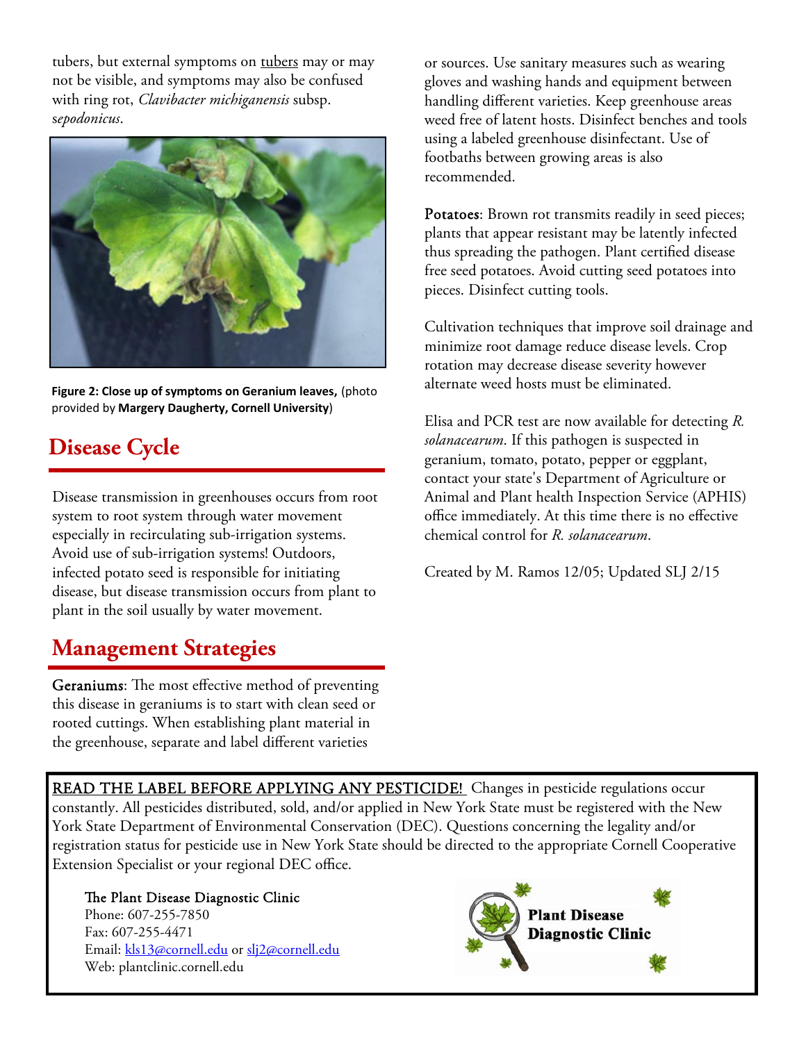tubers, but external symptoms on tubers may or may not be visible, and symptoms may also be confused with ring rot, *Clavibacter michiganensis* subsp. s*epodonicus*.

**Figure 2: Close up of symptoms on Geranium leaves,** (photo provided by **Margery Daugherty, Cornell University**)

## Disease Cycle

Disease transmission in greenhouses occurs from root system to root system through water movement especially in recirculating sub-irrigation systems. Avoid use of sub-irrigation systems! Outdoors, infected potato seed is responsible for initiating disease, but disease transmission occurs from plant to plant in the soil usually by water movement.

## Management Strategies

**Geraniums**: The most effective method of preventing this disease in geraniums is to start with clean seed or rooted cuttings. When establishing plant material in the greenhouse, separate and label different varieties or sources. Use sanitary measures such as wearing gloves and washing hands and equipment between handling different varieties. Keep greenhouse areas weed free of latent hosts. Disinfect benches and tools using a labeled greenhouse disinfectant. Use of footbaths between growing areas is also recommended.

**Potatoes**: Brown rot transmits readily in seed pieces; plants that appear resistant may be latently infected thus spreading the pathogen. Plant certified disease free seed potatoes. Avoid cutting seed potatoes into pieces. Disinfect cutting tools.

Cultivation techniques that improve soil drainage and minimize root damage reduce disease levels. Crop rotation may decrease disease severity however alternate weed hosts must be eliminated.

Elisa and PCR test are now available for detecting *R. solanacearum*. If this pathogen is suspected in geranium, tomato, potato, pepper or eggplant, contact your state's Department of Agriculture or Animal and Plant health Inspection Service (APHIS) office immediately. At this time there is no effective chemical control for *R. solanacearum*.

Created by M. Ramos 12/05; Updated SLJ 2/15

READ THE LABEL BEFORE APPLYING ANY PESTICIDE! Changes in pesticide regulations occur constantly. All pesticides distributed, sold, and/or applied in New York State must be registered with the New York State Department of Environmental Conservation (DEC). Questions concerning the legality and/or registration status for pesticide use in New York State should be directed to the appropriate Cornell Cooperative Extension Specialist or your regional DEC office.

The Plant Disease Diagnostic Clinic
Phone: 607-255-7850
Fax: 607-255-4471
Email: kls13@cornell.edu or slj2@cornell.edu
Web: plantclinic.cornell.edu

Plant Disease Diagnostic Clinic